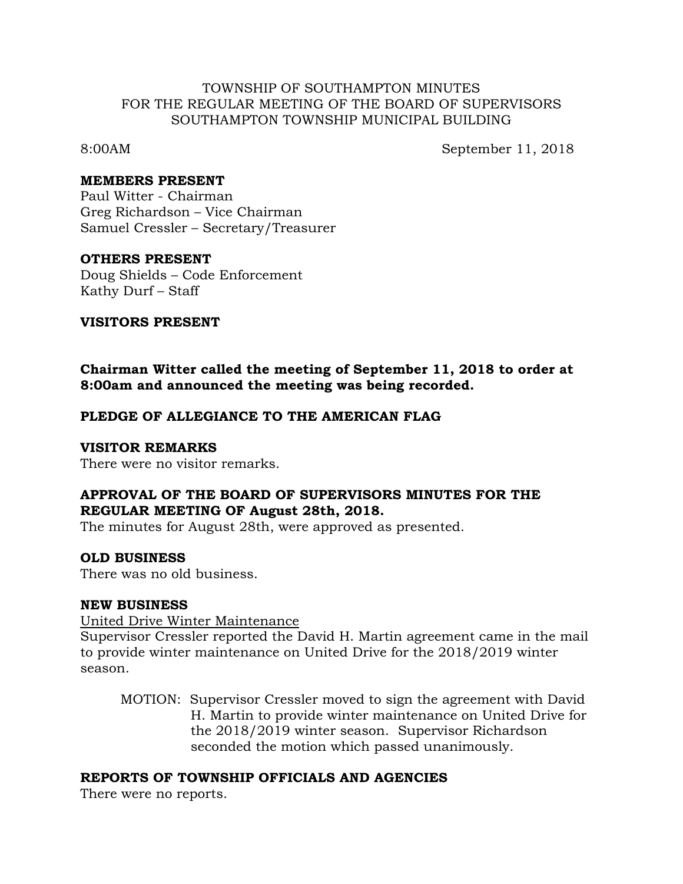TOWNSHIP OF SOUTHAMPTON MINUTES
FOR THE REGULAR MEETING OF THE BOARD OF SUPERVISORS
SOUTHAMPTON TOWNSHIP MUNICIPAL BUILDING

8:00AM September 11, 2018

**MEMBERS PRESENT**
Paul Witter - Chairman
Greg Richardson – Vice Chairman
Samuel Cressler – Secretary/Treasurer

**OTHERS PRESENT**
Doug Shields – Code Enforcement
Kathy Durf – Staff

**VISITORS PRESENT**

**Chairman Witter called the meeting of September 11, 2018 to order at 8:00am and announced the meeting was being recorded.**

**PLEDGE OF ALLEGIANCE TO THE AMERICAN FLAG**

**VISITOR REMARKS**
There were no visitor remarks.

**APPROVAL OF THE BOARD OF SUPERVISORS MINUTES FOR THE REGULAR MEETING OF August 28th, 2018.**
The minutes for August 28th, were approved as presented.

**OLD BUSINESS**
There was no old business.

**NEW BUSINESS**
United Drive Winter Maintenance
Supervisor Cressler reported the David H. Martin agreement came in the mail to provide winter maintenance on United Drive for the 2018/2019 winter season.

> MOTION: Supervisor Cressler moved to sign the agreement with David H. Martin to provide winter maintenance on United Drive for the 2018/2019 winter season. Supervisor Richardson seconded the motion which passed unanimously.

**REPORTS OF TOWNSHIP OFFICIALS AND AGENCIES**
There were no reports.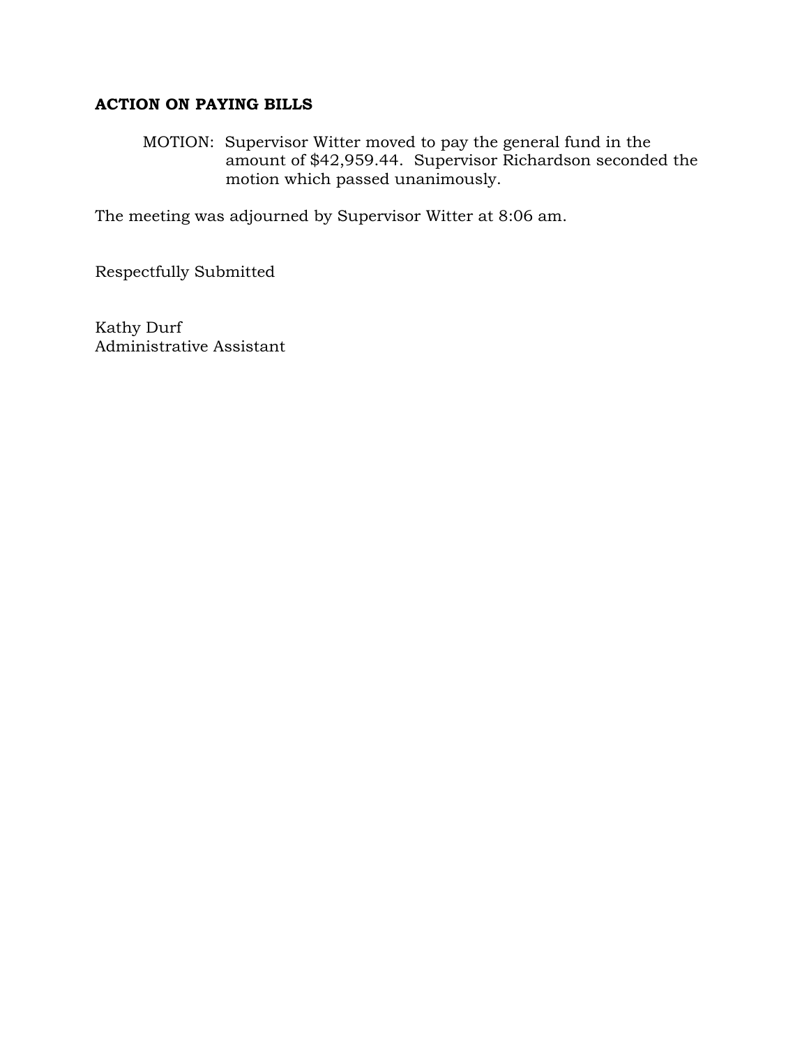**ACTION ON PAYING BILLS**

MOTION: Supervisor Witter moved to pay the general fund in the amount of $42,959.44. Supervisor Richardson seconded the motion which passed unanimously.

The meeting was adjourned by Supervisor Witter at 8:06 am.

Respectfully Submitted

Kathy Durf
Administrative Assistant